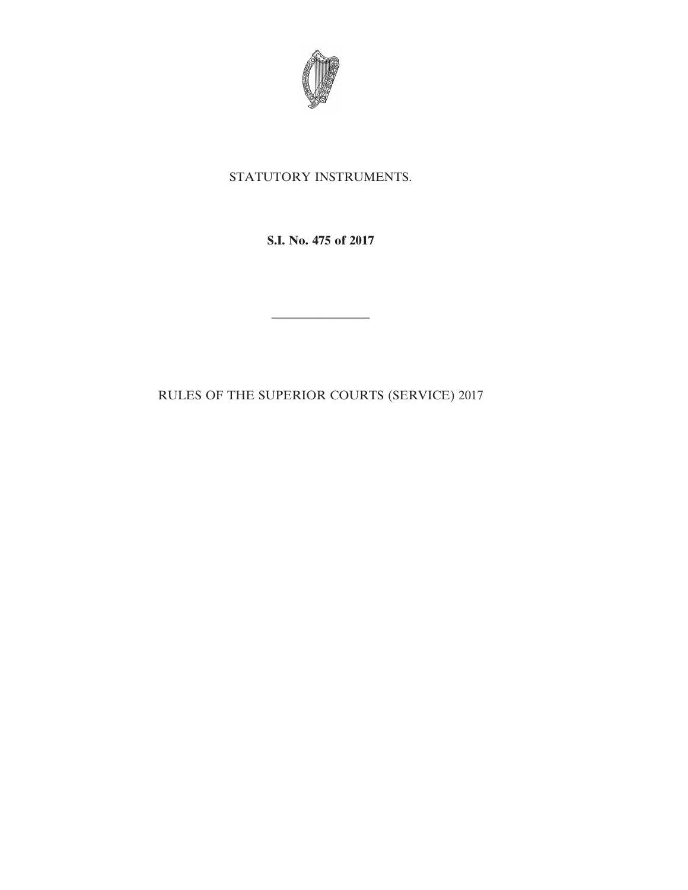STATUTORY INSTRUMENTS.

**S.I. No. 475 of 2017**

---

RULES OF THE SUPERIOR COURTS (SERVICE) 2017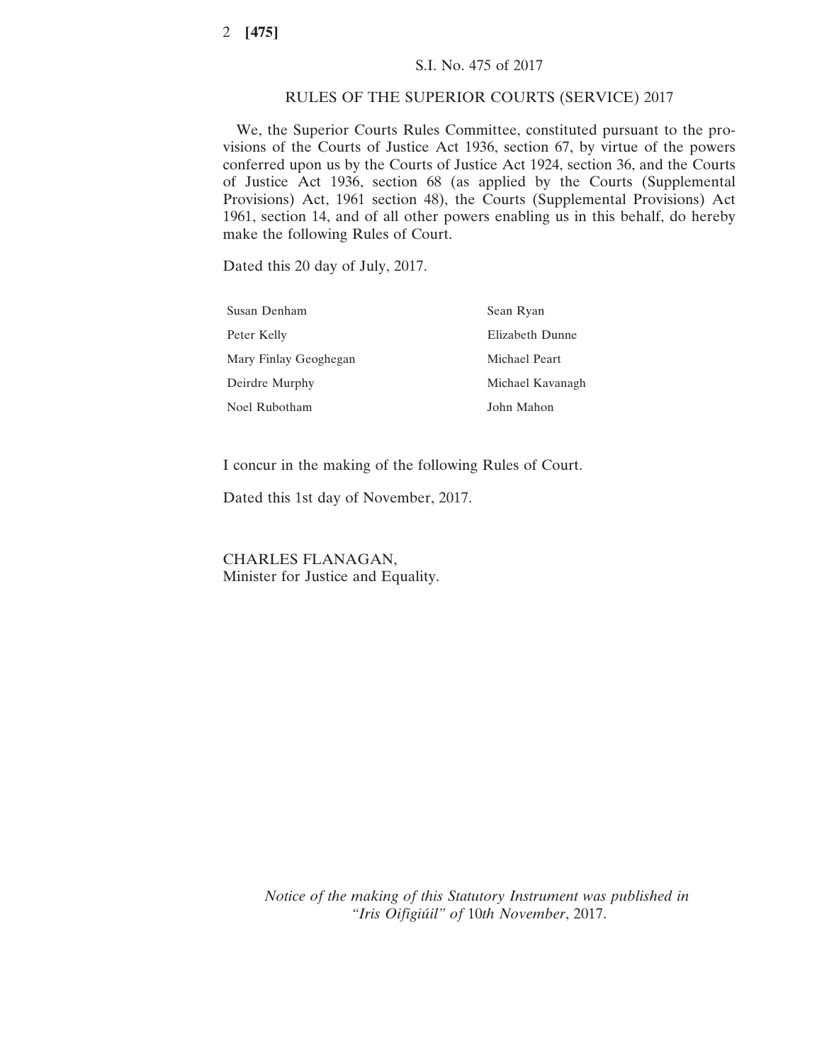S.I. No. 475 of 2017

RULES OF THE SUPERIOR COURTS (SERVICE) 2017

We, the Superior Courts Rules Committee, constituted pursuant to the provisions of the Courts of Justice Act 1936, section 67, by virtue of the powers conferred upon us by the Courts of Justice Act 1924, section 36, and the Courts of Justice Act 1936, section 68 (as applied by the Courts (Supplemental Provisions) Act, 1961 section 48), the Courts (Supplemental Provisions) Act 1961, section 14, and of all other powers enabling us in this behalf, do hereby make the following Rules of Court.

Dated this 20 day of July, 2017.

| | |
|---|---|
| Susan Denham | Sean Ryan |
| Peter Kelly | Elizabeth Dunne |
| Mary Finlay Geoghegan | Michael Peart |
| Deirdre Murphy | Michael Kavanagh |
| Noel Rubotham | John Mahon |

I concur in the making of the following Rules of Court.

Dated this 1st day of November, 2017.

CHARLES FLANAGAN,
Minister for Justice and Equality.

*Notice of the making of this Statutory Instrument was published in "Iris Oifigiúil" of* 10*th November*, 2017.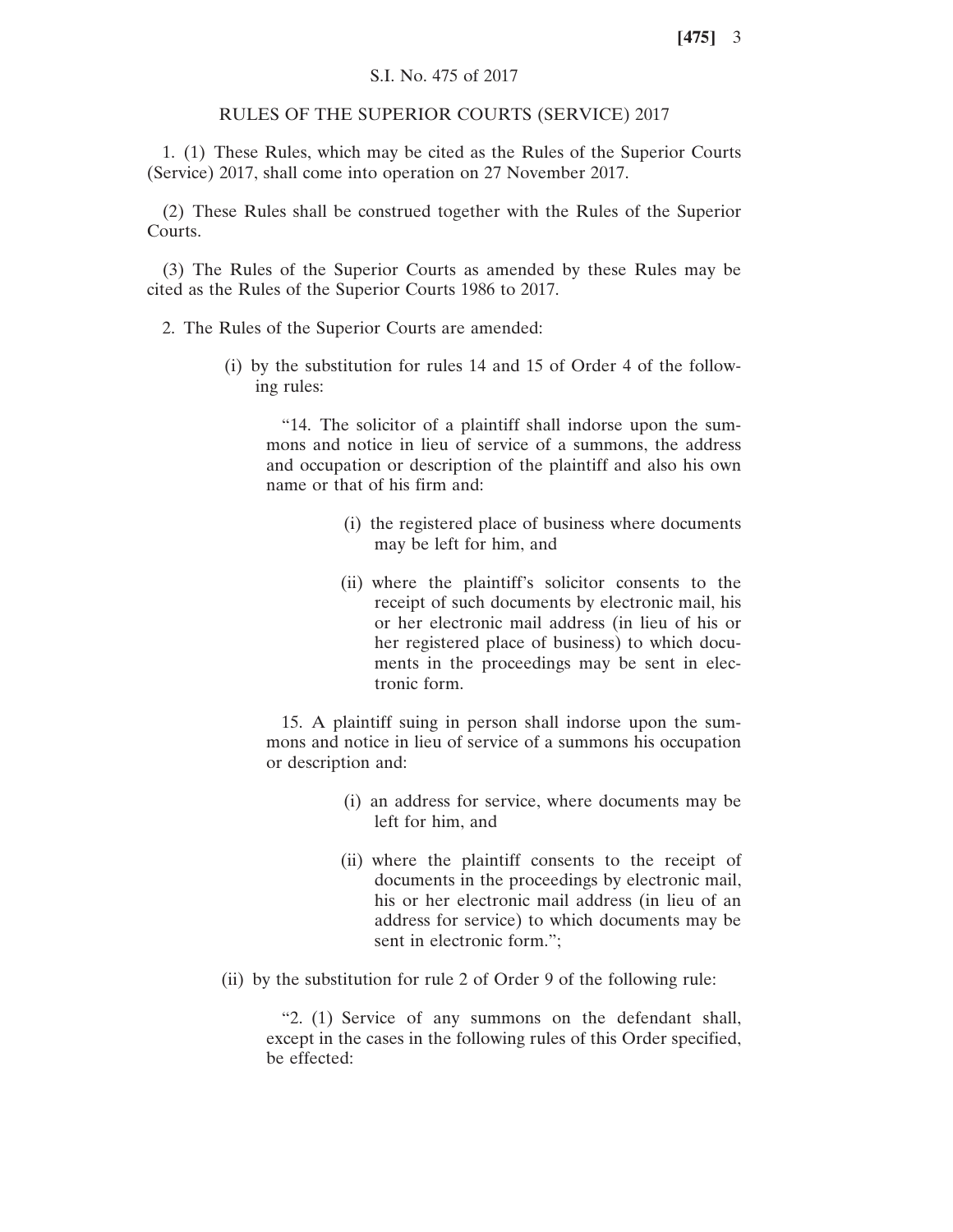S.I. No. 475 of 2017

RULES OF THE SUPERIOR COURTS (SERVICE) 2017

1. (1) These Rules, which may be cited as the Rules of the Superior Courts (Service) 2017, shall come into operation on 27 November 2017.

(2) These Rules shall be construed together with the Rules of the Superior Courts.

(3) The Rules of the Superior Courts as amended by these Rules may be cited as the Rules of the Superior Courts 1986 to 2017.

2. The Rules of the Superior Courts are amended:

(i) by the substitution for rules 14 and 15 of Order 4 of the following rules:

> "14. The solicitor of a plaintiff shall indorse upon the summons and notice in lieu of service of a summons, the address and occupation or description of the plaintiff and also his own name or that of his firm and:
>
> (i) the registered place of business where documents may be left for him, and
>
> (ii) where the plaintiff's solicitor consents to the receipt of such documents by electronic mail, his or her electronic mail address (in lieu of his or her registered place of business) to which documents in the proceedings may be sent in electronic form.
>
> 15. A plaintiff suing in person shall indorse upon the summons and notice in lieu of service of a summons his occupation or description and:
>
> (i) an address for service, where documents may be left for him, and
>
> (ii) where the plaintiff consents to the receipt of documents in the proceedings by electronic mail, his or her electronic mail address (in lieu of an address for service) to which documents may be sent in electronic form.";

(ii) by the substitution for rule 2 of Order 9 of the following rule:

> "2. (1) Service of any summons on the defendant shall, except in the cases in the following rules of this Order specified, be effected: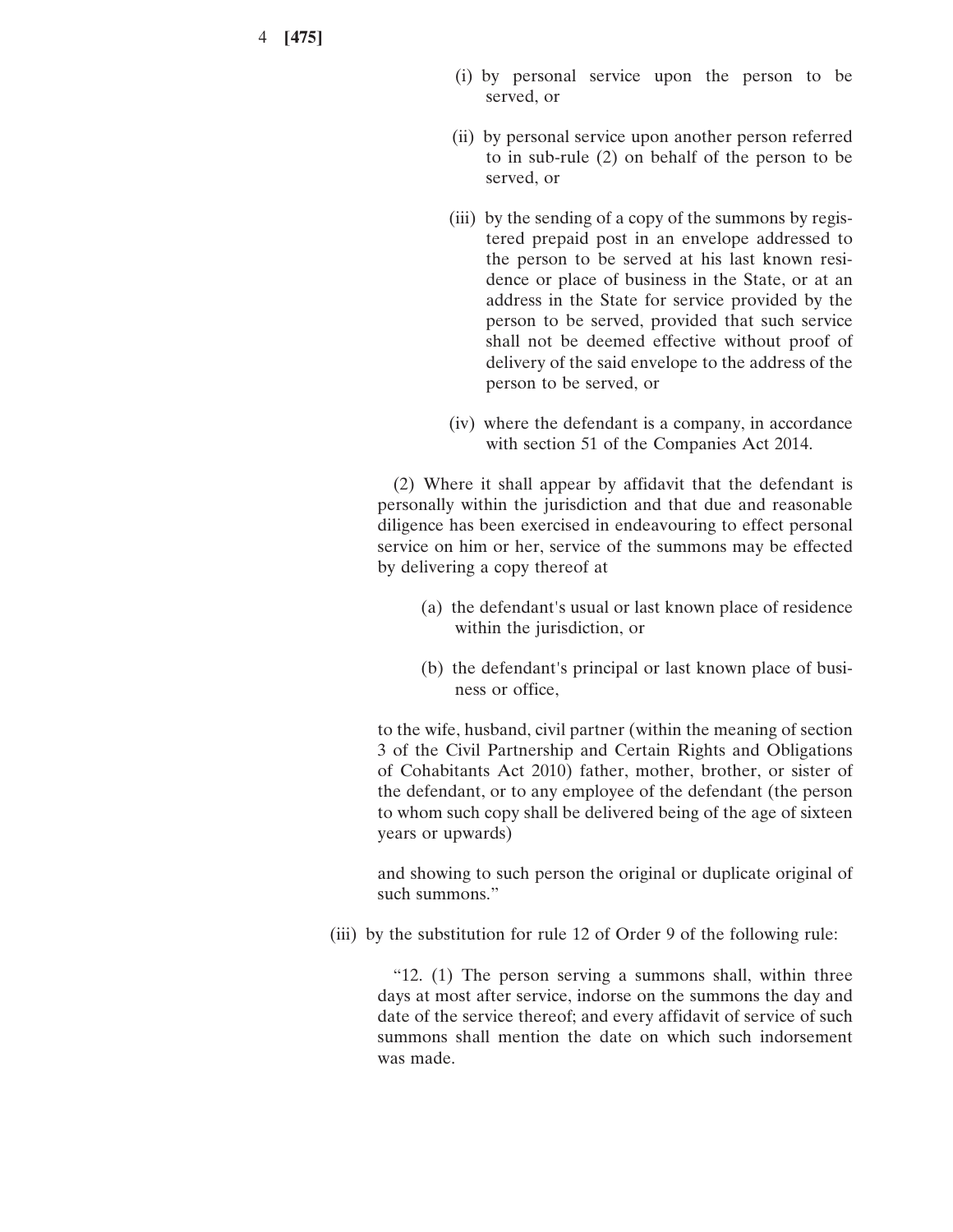(i) by personal service upon the person to be served, or

(ii) by personal service upon another person referred to in sub-rule (2) on behalf of the person to be served, or

(iii) by the sending of a copy of the summons by registered prepaid post in an envelope addressed to the person to be served at his last known residence or place of business in the State, or at an address in the State for service provided by the person to be served, provided that such service shall not be deemed effective without proof of delivery of the said envelope to the address of the person to be served, or

(iv) where the defendant is a company, in accordance with section 51 of the Companies Act 2014.

(2) Where it shall appear by affidavit that the defendant is personally within the jurisdiction and that due and reasonable diligence has been exercised in endeavouring to effect personal service on him or her, service of the summons may be effected by delivering a copy thereof at

(a) the defendant's usual or last known place of residence within the jurisdiction, or

(b) the defendant's principal or last known place of business or office,

to the wife, husband, civil partner (within the meaning of section 3 of the Civil Partnership and Certain Rights and Obligations of Cohabitants Act 2010) father, mother, brother, or sister of the defendant, or to any employee of the defendant (the person to whom such copy shall be delivered being of the age of sixteen years or upwards)

and showing to such person the original or duplicate original of such summons."

(iii) by the substitution for rule 12 of Order 9 of the following rule:

"12. (1) The person serving a summons shall, within three days at most after service, indorse on the summons the day and date of the service thereof; and every affidavit of service of such summons shall mention the date on which such indorsement was made.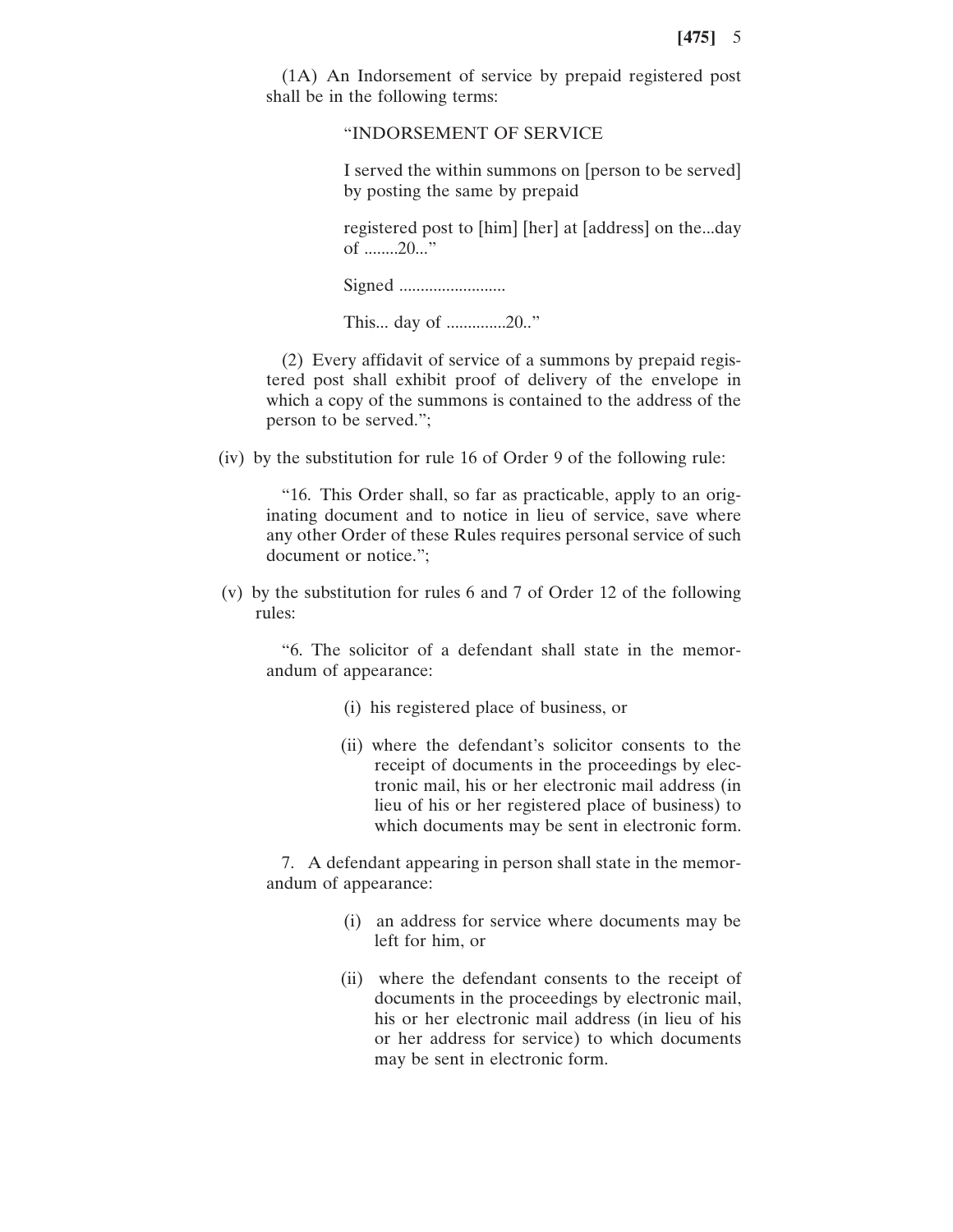(1A) An Indorsement of service by prepaid registered post shall be in the following terms:

> "INDORSEMENT OF SERVICE
>
> I served the within summons on [person to be served] by posting the same by prepaid
>
> registered post to [him] [her] at [address] on the...day of ........20..."
>
> Signed .........................
>
> This... day of .............20.."

(2) Every affidavit of service of a summons by prepaid registered post shall exhibit proof of delivery of the envelope in which a copy of the summons is contained to the address of the person to be served.";

(iv) by the substitution for rule 16 of Order 9 of the following rule:

> "16. This Order shall, so far as practicable, apply to an originating document and to notice in lieu of service, save where any other Order of these Rules requires personal service of such document or notice.";

(v) by the substitution for rules 6 and 7 of Order 12 of the following rules:

> "6. The solicitor of a defendant shall state in the memorandum of appearance:
>
> (i) his registered place of business, or
>
> (ii) where the defendant's solicitor consents to the receipt of documents in the proceedings by electronic mail, his or her electronic mail address (in lieu of his or her registered place of business) to which documents may be sent in electronic form.
>
> 7. A defendant appearing in person shall state in the memorandum of appearance:
>
> (i) an address for service where documents may be left for him, or
>
> (ii) where the defendant consents to the receipt of documents in the proceedings by electronic mail, his or her electronic mail address (in lieu of his or her address for service) to which documents may be sent in electronic form.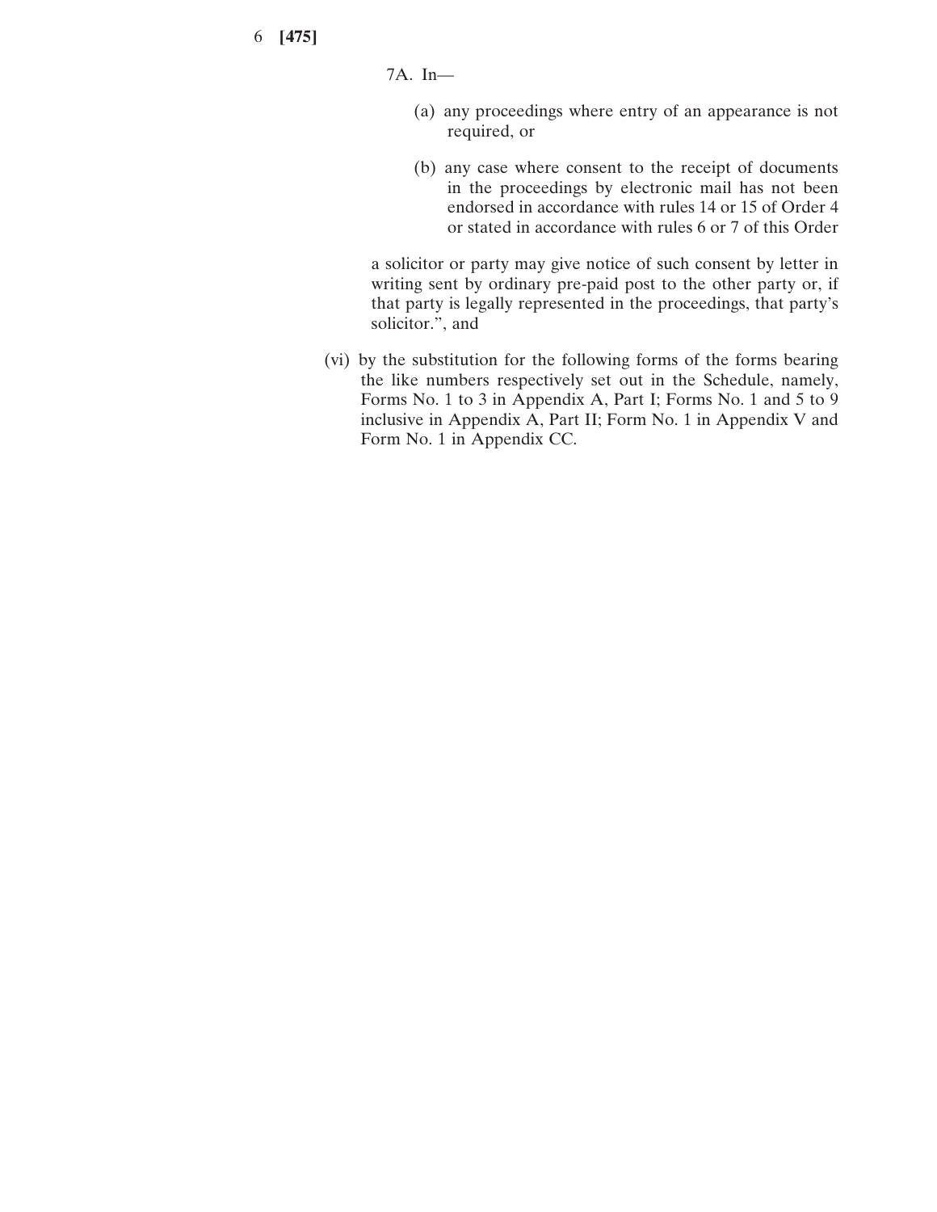7A. In—

(a) any proceedings where entry of an appearance is not required, or

(b) any case where consent to the receipt of documents in the proceedings by electronic mail has not been endorsed in accordance with rules 14 or 15 of Order 4 or stated in accordance with rules 6 or 7 of this Order

a solicitor or party may give notice of such consent by letter in writing sent by ordinary pre-paid post to the other party or, if that party is legally represented in the proceedings, that party's solicitor.", and

(vi) by the substitution for the following forms of the forms bearing the like numbers respectively set out in the Schedule, namely, Forms No. 1 to 3 in Appendix A, Part I; Forms No. 1 and 5 to 9 inclusive in Appendix A, Part II; Form No. 1 in Appendix V and Form No. 1 in Appendix CC.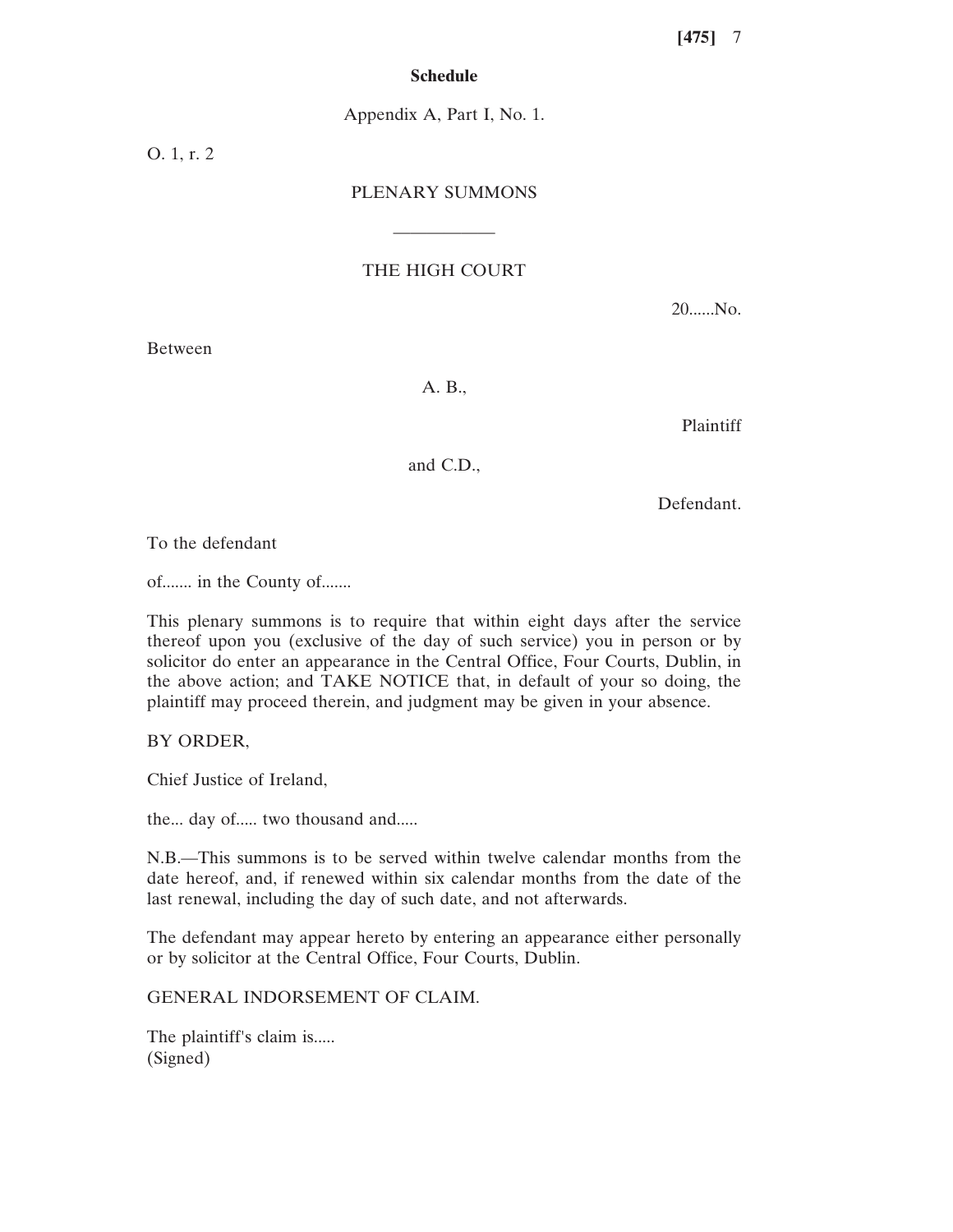**Schedule**

Appendix A, Part I, No. 1.

O. 1, r. 2

PLENARY SUMMONS

---

THE HIGH COURT

20......No.

Between

A. B.,

Plaintiff

and C.D.,

Defendant.

To the defendant

of....... in the County of.......

This plenary summons is to require that within eight days after the service thereof upon you (exclusive of the day of such service) you in person or by solicitor do enter an appearance in the Central Office, Four Courts, Dublin, in the above action; and TAKE NOTICE that, in default of your so doing, the plaintiff may proceed therein, and judgment may be given in your absence.

BY ORDER,

Chief Justice of Ireland,

the... day of..... two thousand and.....

N.B.—This summons is to be served within twelve calendar months from the date hereof, and, if renewed within six calendar months from the date of the last renewal, including the day of such date, and not afterwards.

The defendant may appear hereto by entering an appearance either personally or by solicitor at the Central Office, Four Courts, Dublin.

GENERAL INDORSEMENT OF CLAIM.

The plaintiff's claim is.....
(Signed)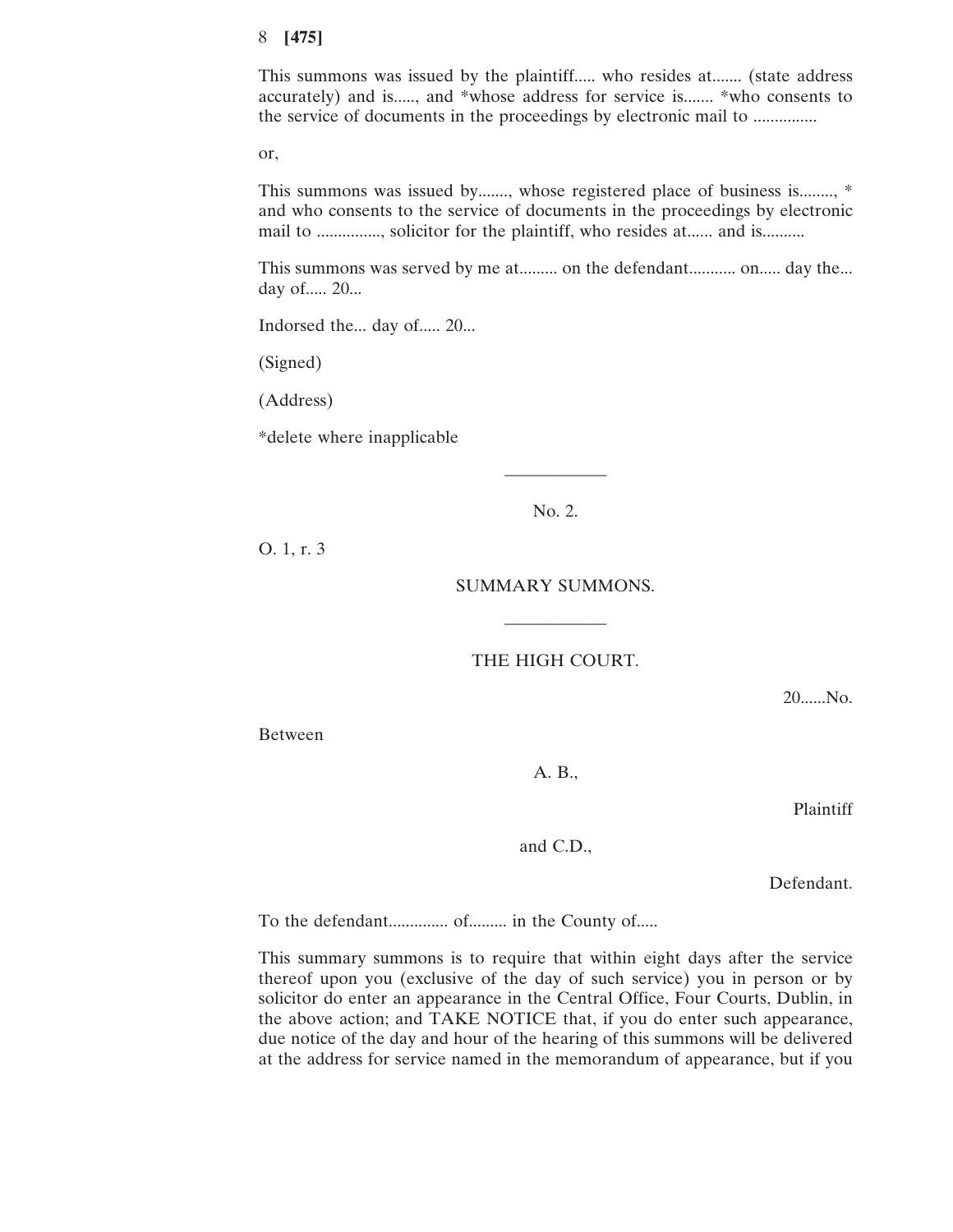This summons was issued by the plaintiff..... who resides at....... (state address accurately) and is....., and *whose address for service is....... *who consents to the service of documents in the proceedings by electronic mail to ...............

or,

This summons was issued by......., whose registered place of business is........, * and who consents to the service of documents in the proceedings by electronic mail to ..............., solicitor for the plaintiff, who resides at...... and is..........

This summons was served by me at......... on the defendant........... on..... day the... day of..... 20...

Indorsed the... day of..... 20...

(Signed)

(Address)

*delete where inapplicable

---

No. 2.

O. 1, r. 3

## SUMMARY SUMMONS.

---

THE HIGH COURT.

20......No.

Between

A. B.,

Plaintiff

and C.D.,

Defendant.

To the defendant.............. of......... in the County of.....

This summary summons is to require that within eight days after the service thereof upon you (exclusive of the day of such service) you in person or by solicitor do enter an appearance in the Central Office, Four Courts, Dublin, in the above action; and TAKE NOTICE that, if you do enter such appearance, due notice of the day and hour of the hearing of this summons will be delivered at the address for service named in the memorandum of appearance, but if you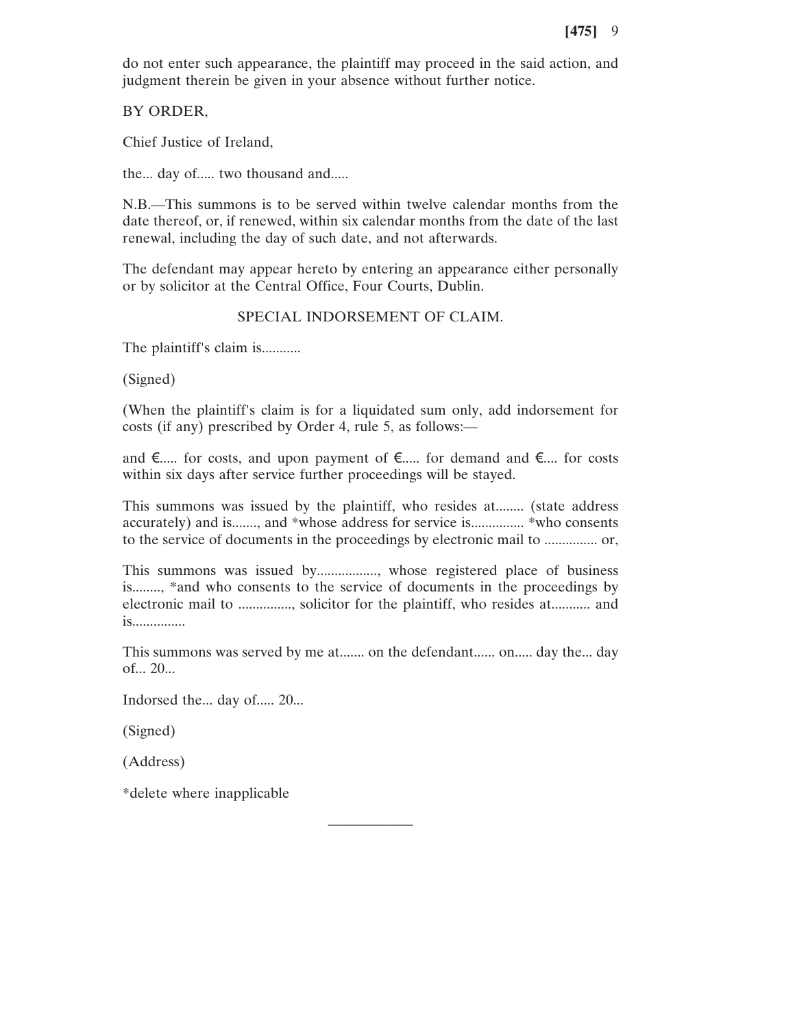do not enter such appearance, the plaintiff may proceed in the said action, and judgment therein be given in your absence without further notice.

BY ORDER,

Chief Justice of Ireland,

the... day of..... two thousand and.....

N.B.—This summons is to be served within twelve calendar months from the date thereof, or, if renewed, within six calendar months from the date of the last renewal, including the day of such date, and not afterwards.

The defendant may appear hereto by entering an appearance either personally or by solicitor at the Central Office, Four Courts, Dublin.

SPECIAL INDORSEMENT OF CLAIM.

The plaintiff's claim is...........

(Signed)

(When the plaintiff's claim is for a liquidated sum only, add indorsement for costs (if any) prescribed by Order 4, rule 5, as follows:—

and €..... for costs, and upon payment of €..... for demand and €.... for costs within six days after service further proceedings will be stayed.

This summons was issued by the plaintiff, who resides at........ (state address accurately) and is......., and *whose address for service is.............. *who consents to the service of documents in the proceedings by electronic mail to ............... or,

This summons was issued by................., whose registered place of business is........, *and who consents to the service of documents in the proceedings by electronic mail to ..............., solicitor for the plaintiff, who resides at........... and is...............

This summons was served by me at....... on the defendant...... on..... day the... day of... 20...

Indorsed the... day of..... 20...

(Signed)

(Address)

*delete where inapplicable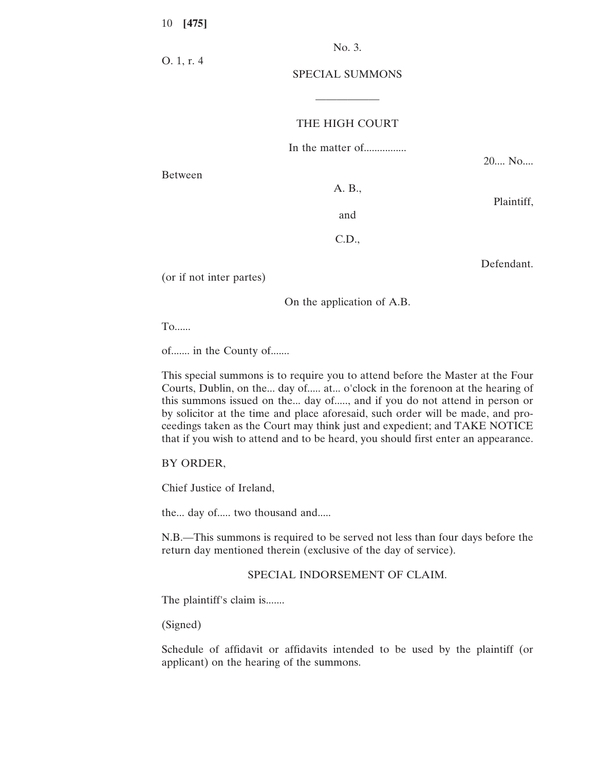O. 1, r. 4

No. 3.

SPECIAL SUMMONS

THE HIGH COURT

In the matter of................

20.... No....

Between

A. B.,

Plaintiff,

and

C.D.,

Defendant.

(or if not inter partes)

On the application of A.B.

To......

of....... in the County of.......

This special summons is to require you to attend before the Master at the Four Courts, Dublin, on the... day of..... at... o'clock in the forenoon at the hearing of this summons issued on the... day of....., and if you do not attend in person or by solicitor at the time and place aforesaid, such order will be made, and proceedings taken as the Court may think just and expedient; and TAKE NOTICE that if you wish to attend and to be heard, you should first enter an appearance.

BY ORDER,

Chief Justice of Ireland,

the... day of..... two thousand and.....

N.B.—This summons is required to be served not less than four days before the return day mentioned therein (exclusive of the day of service).

SPECIAL INDORSEMENT OF CLAIM.

The plaintiff's claim is.......

(Signed)

Schedule of affidavit or affidavits intended to be used by the plaintiff (or applicant) on the hearing of the summons.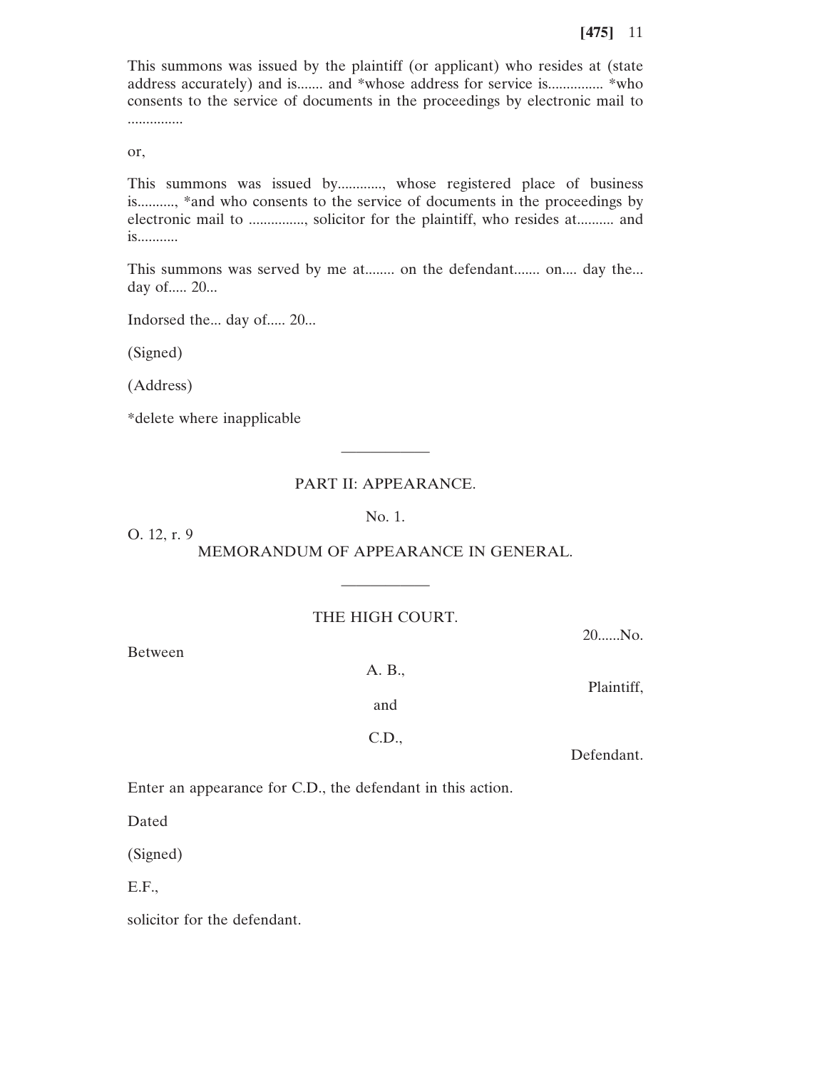This summons was issued by the plaintiff (or applicant) who resides at (state address accurately) and is....... and *whose address for service is.............. *who consents to the service of documents in the proceedings by electronic mail to ...............

or,

This summons was issued by............, whose registered place of business is.........., *and who consents to the service of documents in the proceedings by electronic mail to .............., solicitor for the plaintiff, who resides at.......... and is...........

This summons was served by me at........ on the defendant....... on.... day the... day of..... 20...

Indorsed the... day of..... 20...

(Signed)

(Address)

*delete where inapplicable

---

## PART II: APPEARANCE.

No. 1.

O. 12, r. 9

### MEMORANDUM OF APPEARANCE IN GENERAL.

---

THE HIGH COURT.

20......No.

Between

A. B.,

Plaintiff,

and

C.D.,

Defendant.

Enter an appearance for C.D., the defendant in this action.

Dated

(Signed)

E.F.,

solicitor for the defendant.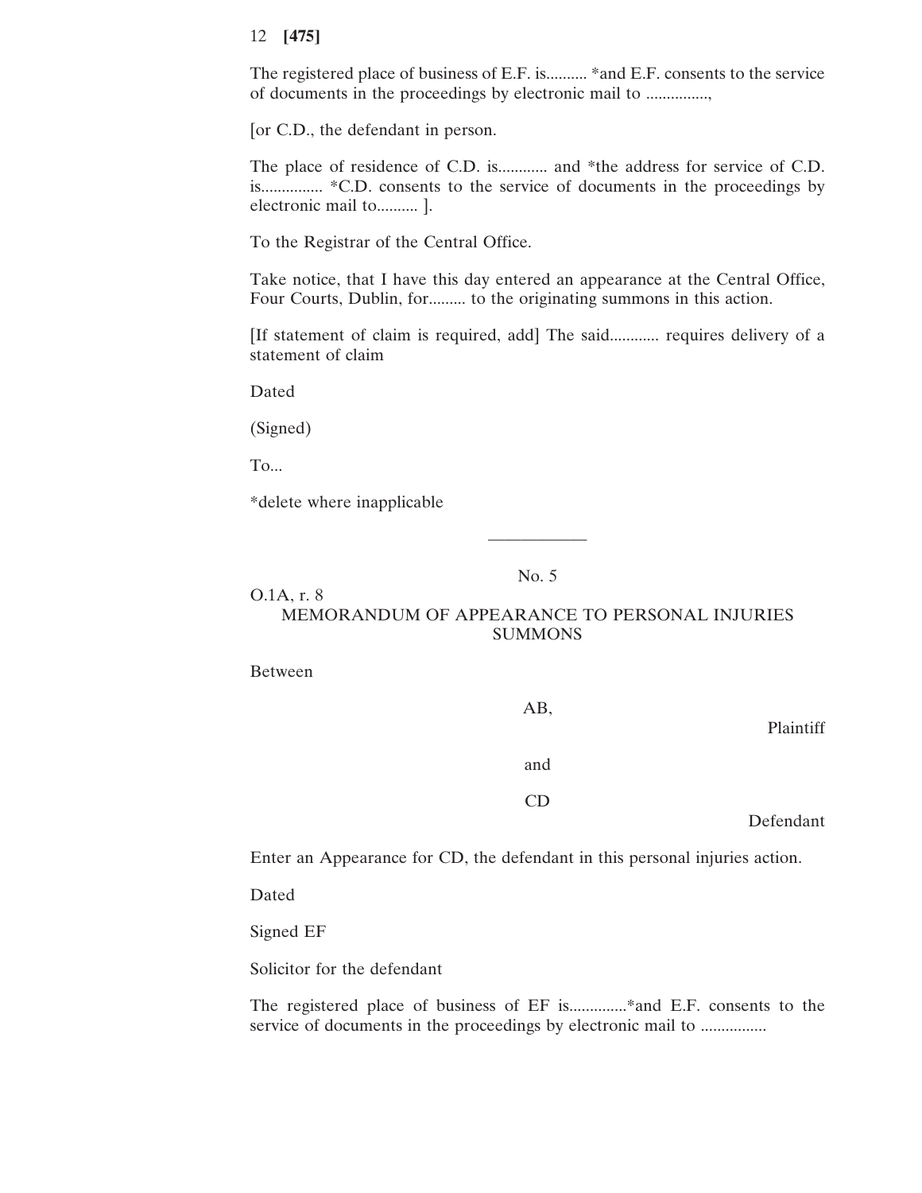The registered place of business of E.F. is.......... *and E.F. consents to the service of documents in the proceedings by electronic mail to ...............,

[or C.D., the defendant in person.

The place of residence of C.D. is............ and *the address for service of C.D. is............... *C.D. consents to the service of documents in the proceedings by electronic mail to.......... ].

To the Registrar of the Central Office.

Take notice, that I have this day entered an appearance at the Central Office, Four Courts, Dublin, for......... to the originating summons in this action.

[If statement of claim is required, add] The said............ requires delivery of a statement of claim

Dated

(Signed)

To...

*delete where inapplicable

---

No. 5

O.1A, r. 8

MEMORANDUM OF APPEARANCE TO PERSONAL INJURIES SUMMONS

Between

AB,

Plaintiff

and

CD

Defendant

Enter an Appearance for CD, the defendant in this personal injuries action.

Dated

Signed EF

Solicitor for the defendant

The registered place of business of EF is..............*and E.F. consents to the service of documents in the proceedings by electronic mail to ................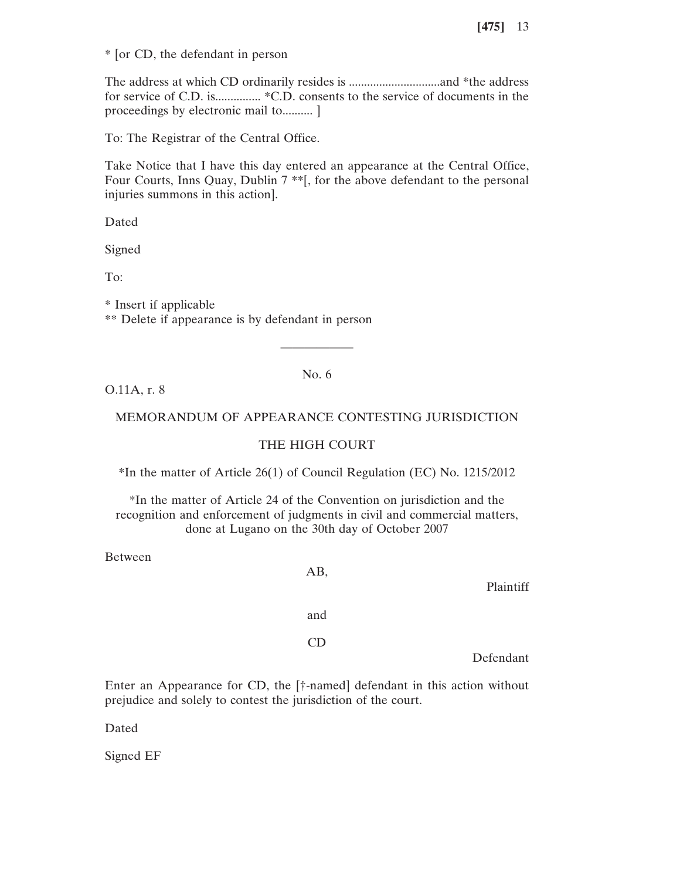* [or CD, the defendant in person

The address at which CD ordinarily resides is ..............................and *the address for service of C.D. is............... *C.D. consents to the service of documents in the proceedings by electronic mail to.......... ]

To: The Registrar of the Central Office.

Take Notice that I have this day entered an appearance at the Central Office, Four Courts, Inns Quay, Dublin 7 **[, for the above defendant to the personal injuries summons in this action].

Dated

Signed

To:

* Insert if applicable
** Delete if appearance is by defendant in person

---

No. 6

O.11A, r. 8

MEMORANDUM OF APPEARANCE CONTESTING JURISDICTION

THE HIGH COURT

*In the matter of Article 26(1) of Council Regulation (EC) No. 1215/2012

*In the matter of Article 24 of the Convention on jurisdiction and the recognition and enforcement of judgments in civil and commercial matters, done at Lugano on the 30th day of October 2007

Between

AB,

Plaintiff

and

CD

Defendant

Enter an Appearance for CD, the [†-named] defendant in this action without prejudice and solely to contest the jurisdiction of the court.

Dated

Signed EF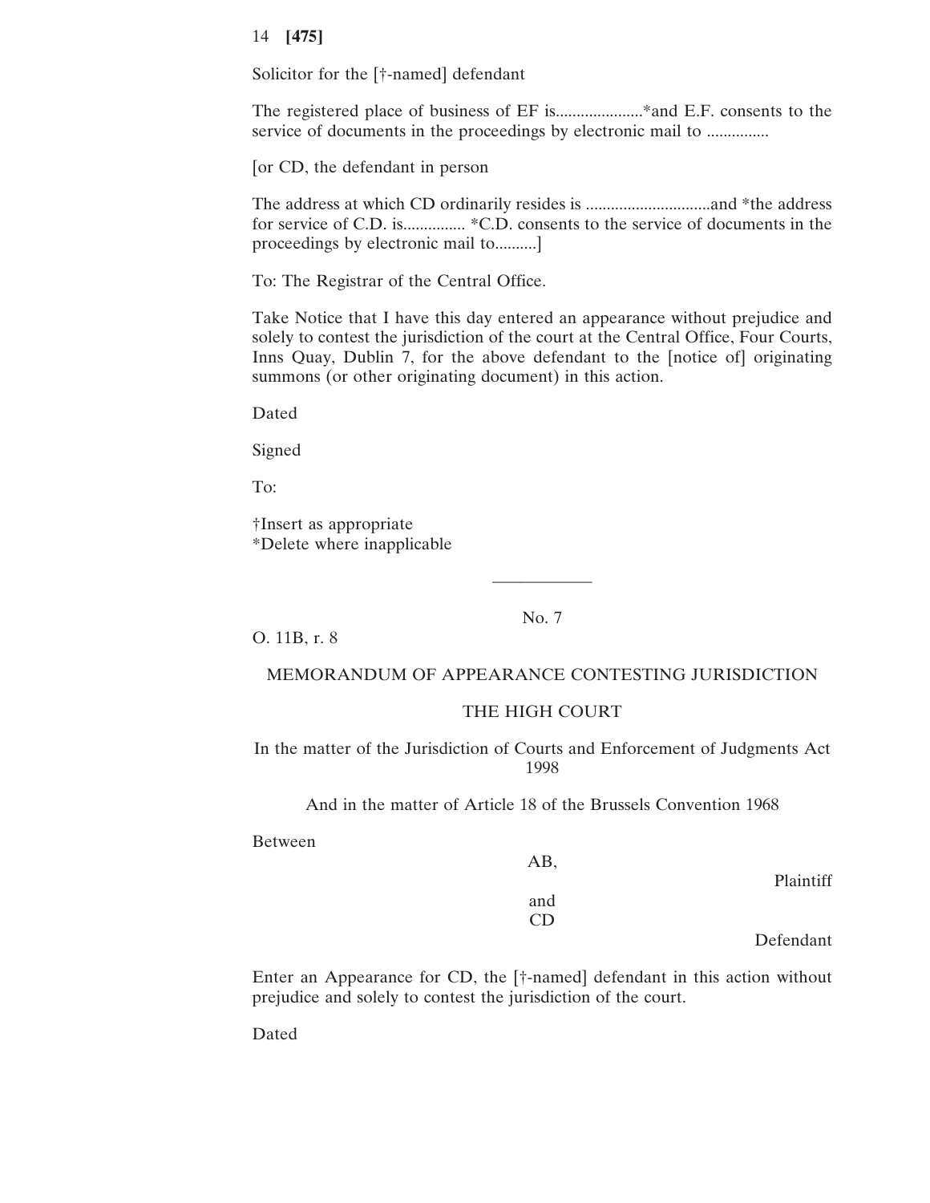Solicitor for the [†-named] defendant

The registered place of business of EF is.....................*and E.F. consents to the service of documents in the proceedings by electronic mail to ...............

[or CD, the defendant in person

The address at which CD ordinarily resides is ..............................and *the address for service of C.D. is.............. *C.D. consents to the service of documents in the proceedings by electronic mail to..........]

To: The Registrar of the Central Office.

Take Notice that I have this day entered an appearance without prejudice and solely to contest the jurisdiction of the court at the Central Office, Four Courts, Inns Quay, Dublin 7, for the above defendant to the [notice of] originating summons (or other originating document) in this action.

Dated

Signed

To:

†Insert as appropriate
*Delete where inapplicable

---

No. 7

O. 11B, r. 8

MEMORANDUM OF APPEARANCE CONTESTING JURISDICTION

THE HIGH COURT

In the matter of the Jurisdiction of Courts and Enforcement of Judgments Act 1998

And in the matter of Article 18 of the Brussels Convention 1968

Between

AB,

Plaintiff

and

CD

Defendant

Enter an Appearance for CD, the [†-named] defendant in this action without prejudice and solely to contest the jurisdiction of the court.

Dated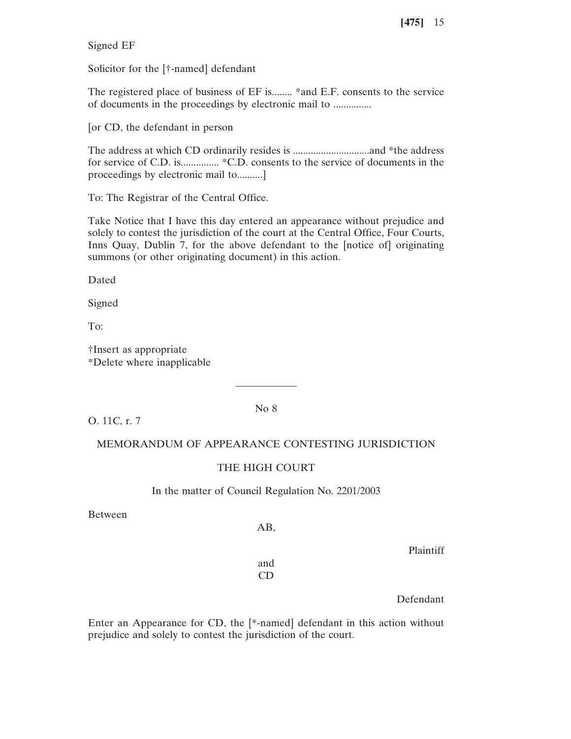Signed EF

Solicitor for the [†-named] defendant

The registered place of business of EF is........ *and E.F. consents to the service of documents in the proceedings by electronic mail to ...............

[or CD, the defendant in person

The address at which CD ordinarily resides is .............................and *the address for service of C.D. is.............. *C.D. consents to the service of documents in the proceedings by electronic mail to..........]

To: The Registrar of the Central Office.

Take Notice that I have this day entered an appearance without prejudice and solely to contest the jurisdiction of the court at the Central Office, Four Courts, Inns Quay, Dublin 7, for the above defendant to the [notice of] originating summons (or other originating document) in this action.

Dated

Signed

To:

†Insert as appropriate
*Delete where inapplicable

---

No 8

O. 11C, r. 7

MEMORANDUM OF APPEARANCE CONTESTING JURISDICTION

THE HIGH COURT

In the matter of Council Regulation No. 2201/2003

Between

AB,

Plaintiff

and

CD

Defendant

Enter an Appearance for CD, the [*-named] defendant in this action without prejudice and solely to contest the jurisdiction of the court.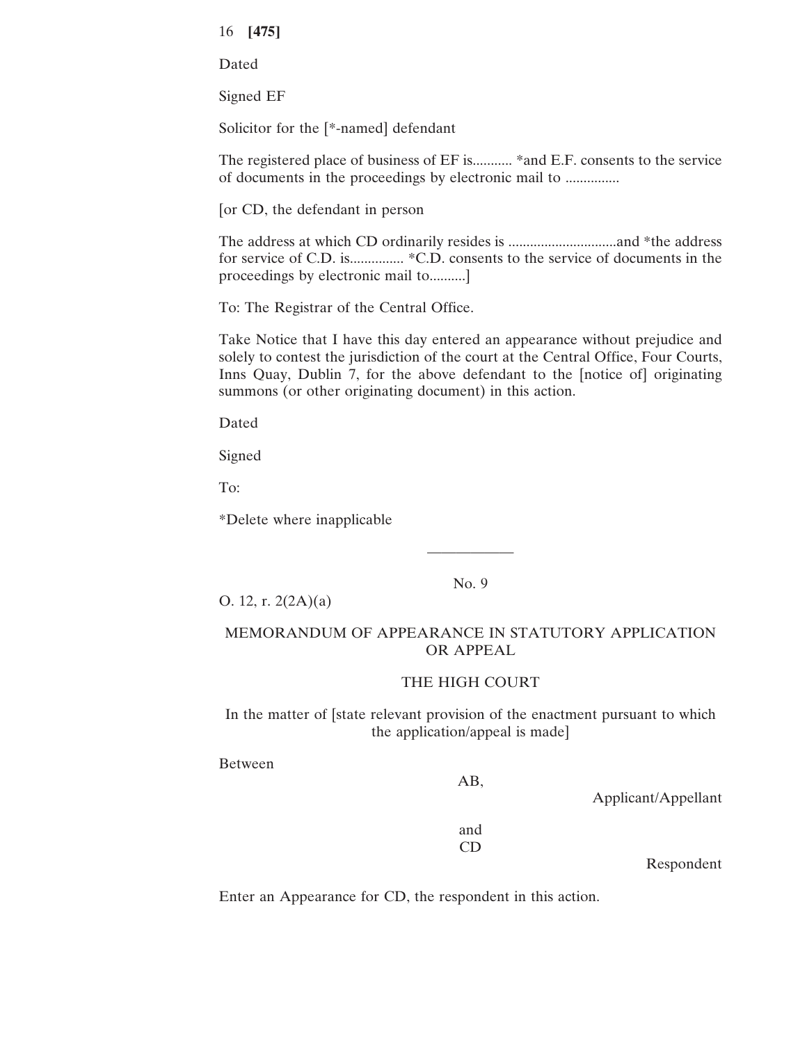Dated

Signed EF

Solicitor for the [*-named] defendant

The registered place of business of EF is........... *and E.F. consents to the service of documents in the proceedings by electronic mail to ...............

[or CD, the defendant in person

The address at which CD ordinarily resides is .............................and *the address for service of C.D. is............... *C.D. consents to the service of documents in the proceedings by electronic mail to..........]

To: The Registrar of the Central Office.

Take Notice that I have this day entered an appearance without prejudice and solely to contest the jurisdiction of the court at the Central Office, Four Courts, Inns Quay, Dublin 7, for the above defendant to the [notice of] originating summons (or other originating document) in this action.

Dated

Signed

To:

*Delete where inapplicable

---

No. 9

O. 12, r. 2(2A)(a)

MEMORANDUM OF APPEARANCE IN STATUTORY APPLICATION OR APPEAL

THE HIGH COURT

In the matter of [state relevant provision of the enactment pursuant to which the application/appeal is made]

Between

AB,

Applicant/Appellant

and

CD

Respondent

Enter an Appearance for CD, the respondent in this action.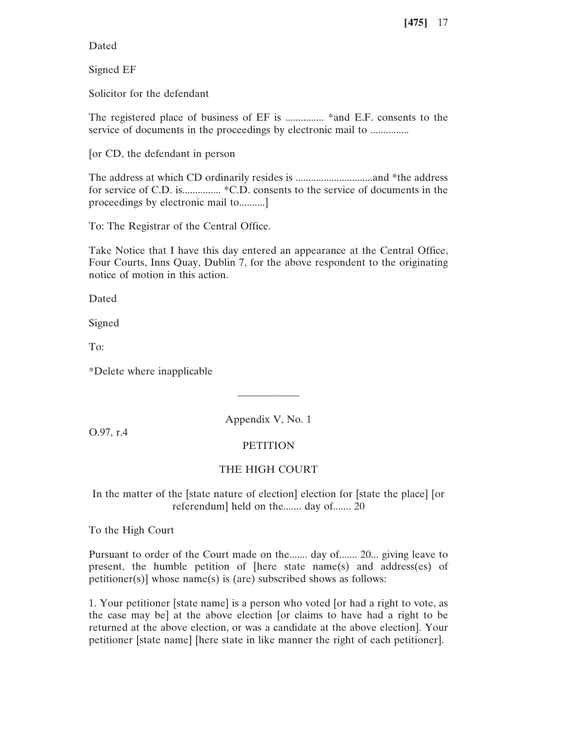Dated

Signed EF

Solicitor for the defendant

The registered place of business of EF is ............... *and E.F. consents to the service of documents in the proceedings by electronic mail to ...............

[or CD, the defendant in person

The address at which CD ordinarily resides is ..............................and *the address for service of C.D. is............... *C.D. consents to the service of documents in the proceedings by electronic mail to..........]

To: The Registrar of the Central Office.

Take Notice that I have this day entered an appearance at the Central Office, Four Courts, Inns Quay, Dublin 7, for the above respondent to the originating notice of motion in this action.

Dated

Signed

To:

*Delete where inapplicable

---

Appendix V, No. 1

O.97, r.4

PETITION

THE HIGH COURT

In the matter of the [state nature of election] election for [state the place] [or referendum] held on the....... day of....... 20

To the High Court

Pursuant to order of the Court made on the....... day of....... 20... giving leave to present, the humble petition of [here state name(s) and address(es) of petitioner(s)] whose name(s) is (are) subscribed shows as follows:

1. Your petitioner [state name] is a person who voted [or had a right to vote, as the case may be] at the above election [or claims to have had a right to be returned at the above election, or was a candidate at the above election]. Your petitioner [state name] [here state in like manner the right of each petitioner].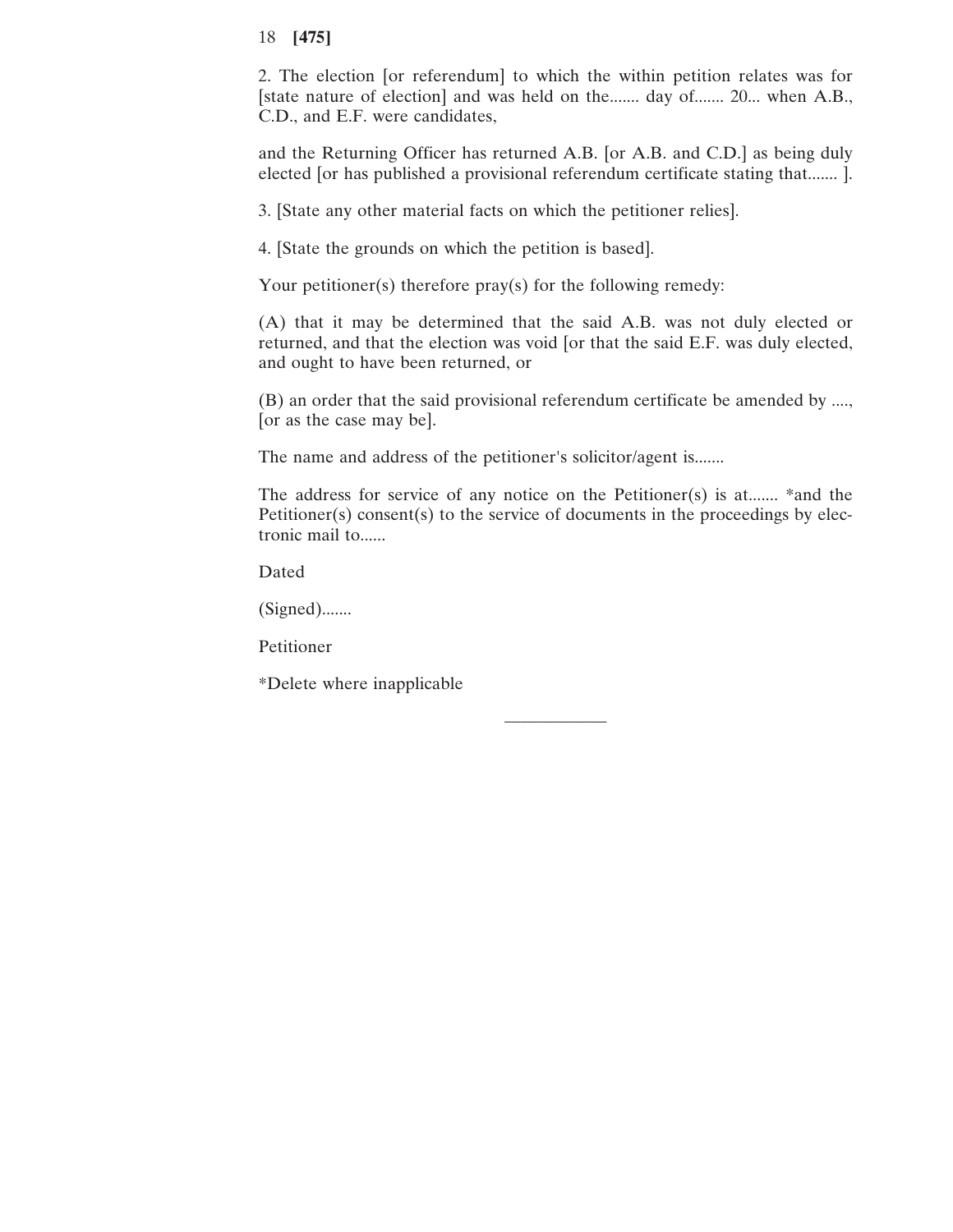2. The election [or referendum] to which the within petition relates was for [state nature of election] and was held on the....... day of....... 20... when A.B., C.D., and E.F. were candidates,

and the Returning Officer has returned A.B. [or A.B. and C.D.] as being duly elected [or has published a provisional referendum certificate stating that....... ].

3. [State any other material facts on which the petitioner relies].

4. [State the grounds on which the petition is based].

Your petitioner(s) therefore pray(s) for the following remedy:

(A) that it may be determined that the said A.B. was not duly elected or returned, and that the election was void [or that the said E.F. was duly elected, and ought to have been returned, or

(B) an order that the said provisional referendum certificate be amended by ...., [or as the case may be].

The name and address of the petitioner's solicitor/agent is.......

The address for service of any notice on the Petitioner(s) is at....... *and the Petitioner(s) consent(s) to the service of documents in the proceedings by electronic mail to......

Dated

(Signed).......

Petitioner

*Delete where inapplicable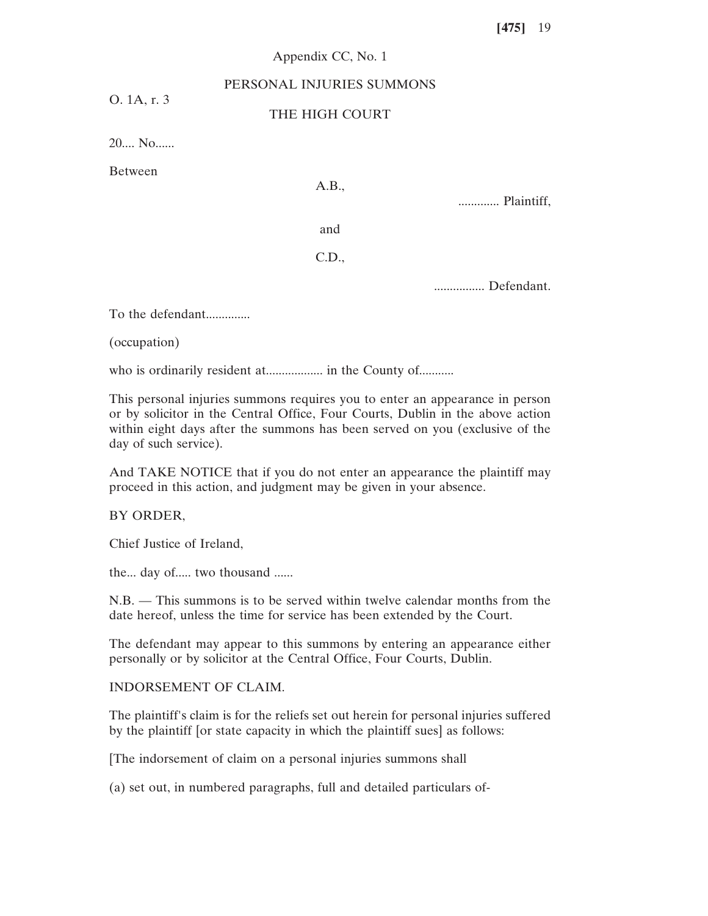Appendix CC, No. 1

PERSONAL INJURIES SUMMONS

O. 1A, r. 3

THE HIGH COURT

20.... No......

Between

A.B.,

............. Plaintiff,

and

C.D.,

................ Defendant.

To the defendant..............

(occupation)

who is ordinarily resident at.................. in the County of...........

This personal injuries summons requires you to enter an appearance in person or by solicitor in the Central Office, Four Courts, Dublin in the above action within eight days after the summons has been served on you (exclusive of the day of such service).

And TAKE NOTICE that if you do not enter an appearance the plaintiff may proceed in this action, and judgment may be given in your absence.

BY ORDER,

Chief Justice of Ireland,

the... day of..... two thousand ......

N.B. — This summons is to be served within twelve calendar months from the date hereof, unless the time for service has been extended by the Court.

The defendant may appear to this summons by entering an appearance either personally or by solicitor at the Central Office, Four Courts, Dublin.

INDORSEMENT OF CLAIM.

The plaintiff's claim is for the reliefs set out herein for personal injuries suffered by the plaintiff [or state capacity in which the plaintiff sues] as follows:

[The indorsement of claim on a personal injuries summons shall

(a) set out, in numbered paragraphs, full and detailed particulars of-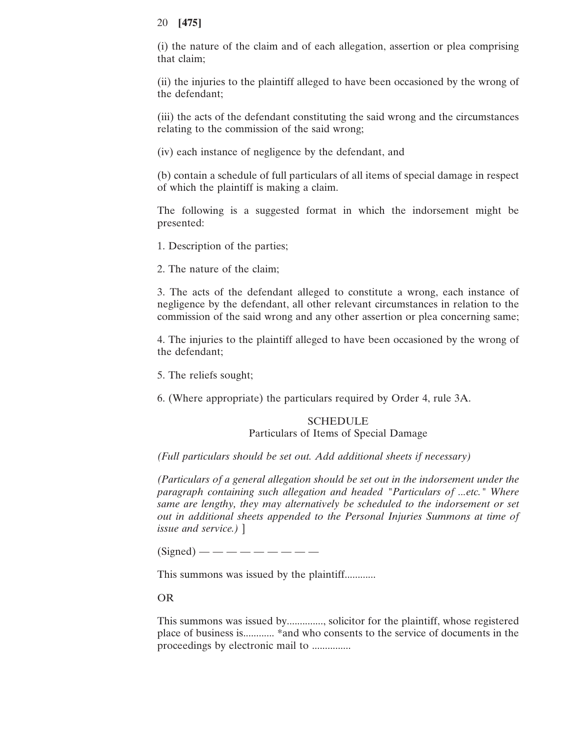(i) the nature of the claim and of each allegation, assertion or plea comprising that claim;

(ii) the injuries to the plaintiff alleged to have been occasioned by the wrong of the defendant;

(iii) the acts of the defendant constituting the said wrong and the circumstances relating to the commission of the said wrong;

(iv) each instance of negligence by the defendant, and

(b) contain a schedule of full particulars of all items of special damage in respect of which the plaintiff is making a claim.

The following is a suggested format in which the indorsement might be presented:

1. Description of the parties;

2. The nature of the claim;

3. The acts of the defendant alleged to constitute a wrong, each instance of negligence by the defendant, all other relevant circumstances in relation to the commission of the said wrong and any other assertion or plea concerning same;

4. The injuries to the plaintiff alleged to have been occasioned by the wrong of the defendant;

5. The reliefs sought;

6. (Where appropriate) the particulars required by Order 4, rule 3A.

SCHEDULE
Particulars of Items of Special Damage

*(Full particulars should be set out. Add additional sheets if necessary)*

*(Particulars of a general allegation should be set out in the indorsement under the paragraph containing such allegation and headed "Particulars of ...etc." Where same are lengthy, they may alternatively be scheduled to the indorsement or set out in additional sheets appended to the Personal Injuries Summons at time of issue and service.)* ]

(Signed) — — — — — — — — —

This summons was issued by the plaintiff............

OR

This summons was issued by.............., solicitor for the plaintiff, whose registered place of business is............ *and who consents to the service of documents in the proceedings by electronic mail to ...............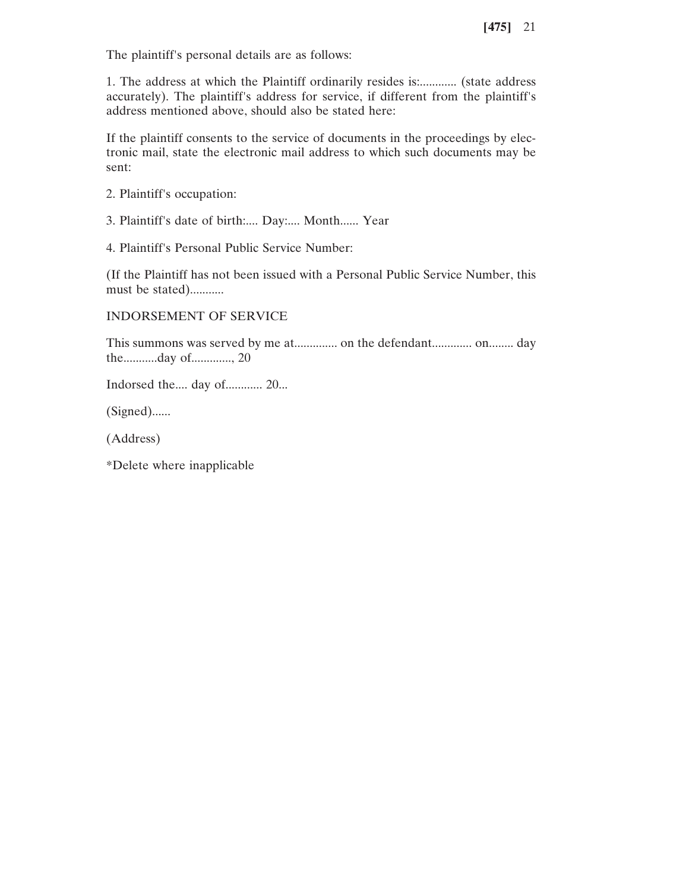The plaintiff's personal details are as follows:

1. The address at which the Plaintiff ordinarily resides is:............ (state address accurately). The plaintiff's address for service, if different from the plaintiff's address mentioned above, should also be stated here:

If the plaintiff consents to the service of documents in the proceedings by electronic mail, state the electronic mail address to which such documents may be sent:

2. Plaintiff's occupation:

3. Plaintiff's date of birth:.... Day:.... Month...... Year

4. Plaintiff's Personal Public Service Number:

(If the Plaintiff has not been issued with a Personal Public Service Number, this must be stated)...........

INDORSEMENT OF SERVICE

This summons was served by me at.............. on the defendant............. on........ day the...........day of............., 20

Indorsed the.... day of............ 20...

(Signed)......

(Address)

*Delete where inapplicable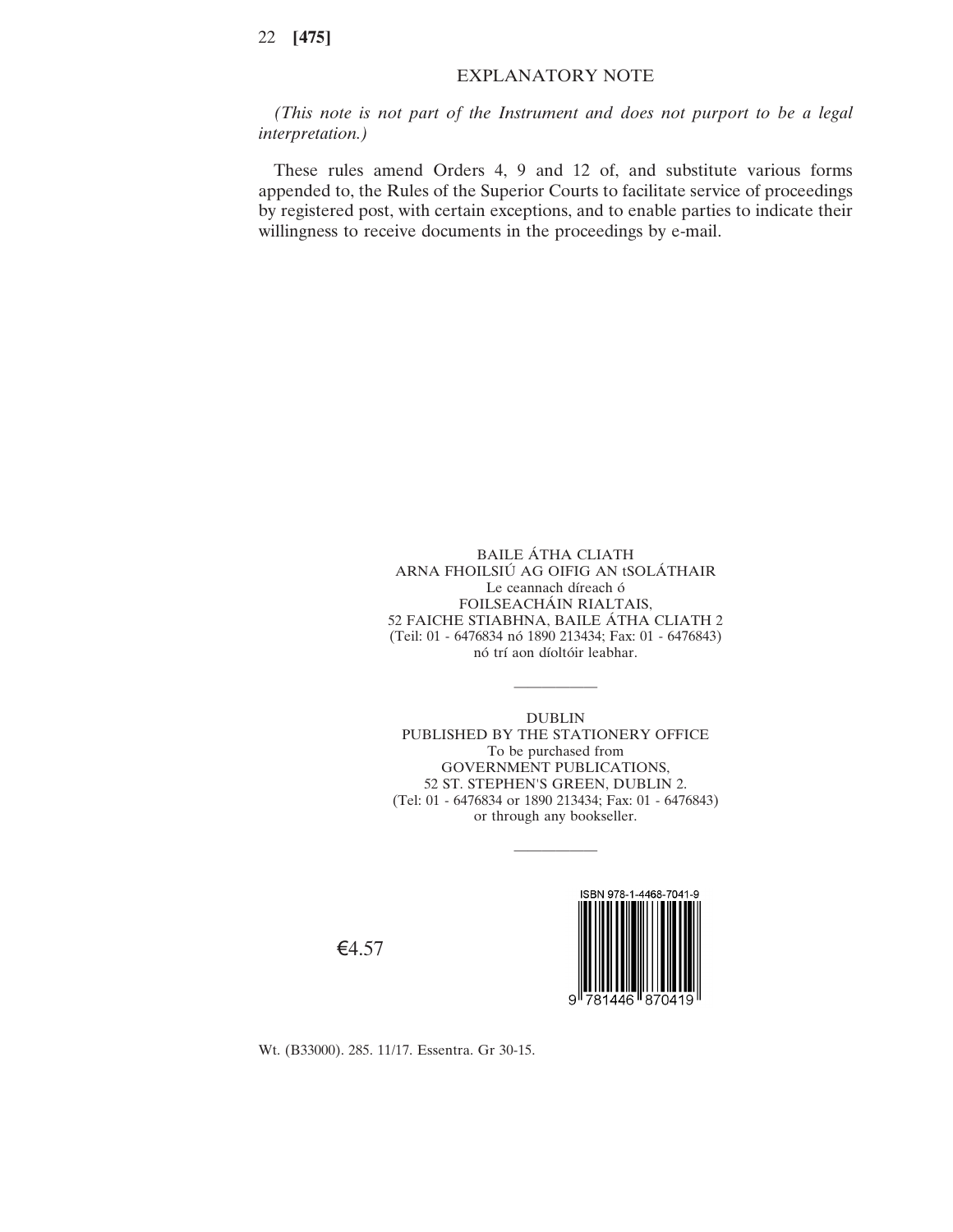## EXPLANATORY NOTE

*(This note is not part of the Instrument and does not purport to be a legal interpretation.)*

These rules amend Orders 4, 9 and 12 of, and substitute various forms appended to, the Rules of the Superior Courts to facilitate service of proceedings by registered post, with certain exceptions, and to enable parties to indicate their willingness to receive documents in the proceedings by e-mail.

BAILE ÁTHA CLIATH
ARNA FHOILSIÚ AG OIFIG AN tSOLÁTHAIR
Le ceannach díreach ó
FOILSEACHÁIN RIALTAIS,
52 FAICHE STIABHNA, BAILE ÁTHA CLIATH 2
(Teil: 01 - 6476834 nó 1890 213434; Fax: 01 - 6476843)
nó trí aon díoltóir leabhar.

---

DUBLIN
PUBLISHED BY THE STATIONERY OFFICE
To be purchased from
GOVERNMENT PUBLICATIONS,
52 ST. STEPHEN'S GREEN, DUBLIN 2.
(Tel: 01 - 6476834 or 1890 213434; Fax: 01 - 6476843)
or through any bookseller.

---

€4.57

ISBN 978-1-4468-7041-9

9 781446 870419

Wt. (B33000). 285. 11/17. Essentra. Gr 30-15.